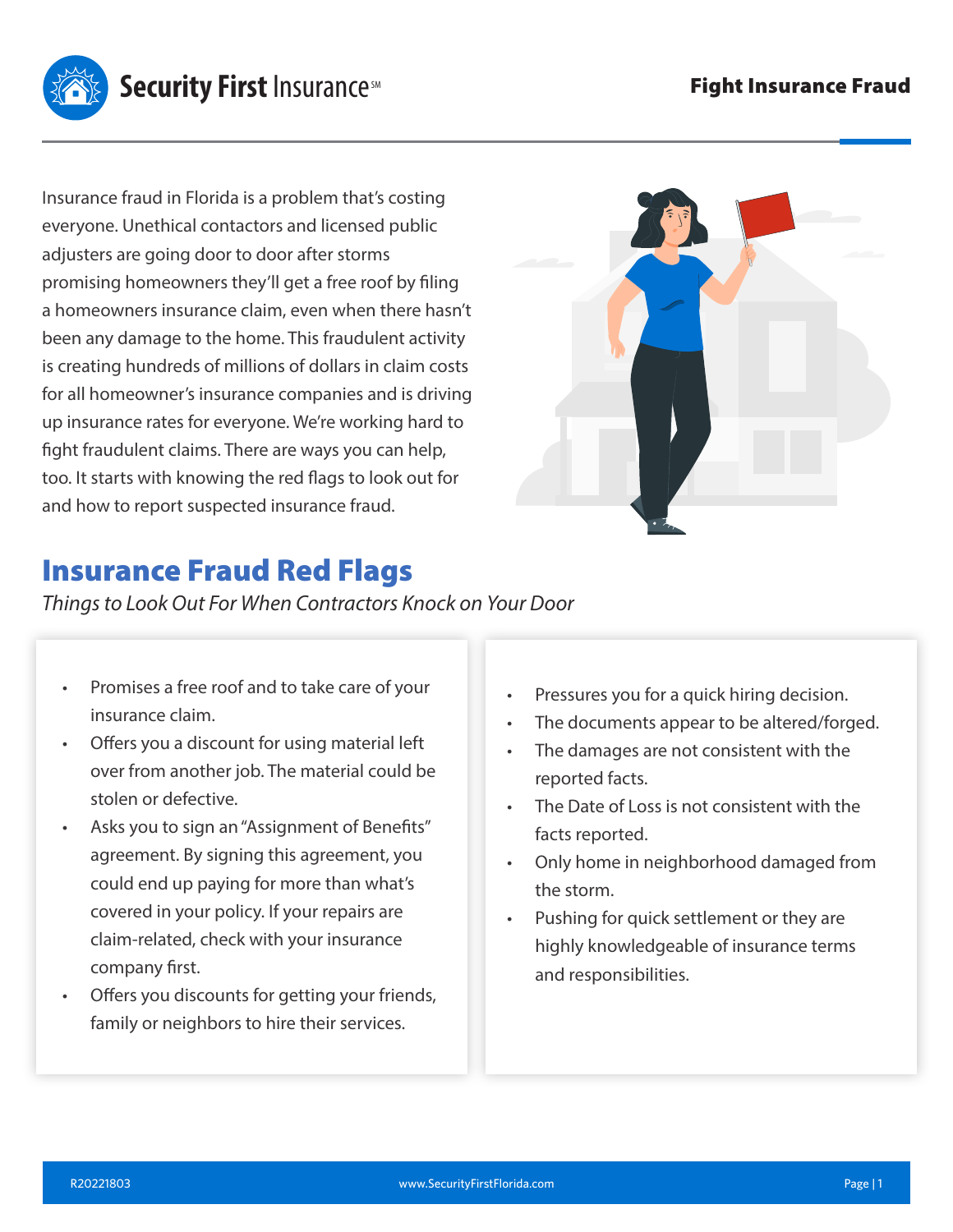# Fight Insurance Fraud

Insurance fraud in Florida is a problem that's costing everyone. Unethical contactors and licensed public adjusters are going door to door after storms promising homeowners they'll get a free roof by filing a homeowners insurance claim, even when there hasn't been any damage to the home. This fraudulent activity is creating hundreds of millions of dollars in claim costs for all homeowner's insurance companies and is driving up insurance rates for everyone. We're working hard to fight fraudulent claims. There are ways you can help, too. It starts with knowing the red flags to look out for and how to report suspected insurance fraud.

## Insurance Fraud Red Flags

*Things to Look Out For When Contractors Knock on Your Door*

- Promises a free roof and to take care of your insurance claim.
- Offers you a discount for using material left over from another job. The material could be stolen or defective.
- Asks you to sign an "Assignment of Benefits" agreement. By signing this agreement, you could end up paying for more than what's covered in your policy. If your repairs are claim-related, check with your insurance company first.
- Offers you discounts for getting your friends, family or neighbors to hire their services.
- Pressures you for a quick hiring decision.
- The documents appear to be altered/forged.
- The damages are not consistent with the reported facts.
- The Date of Loss is not consistent with the facts reported.
- Only home in neighborhood damaged from the storm.
- Pushing for quick settlement or they are highly knowledgeable of insurance terms and responsibilities.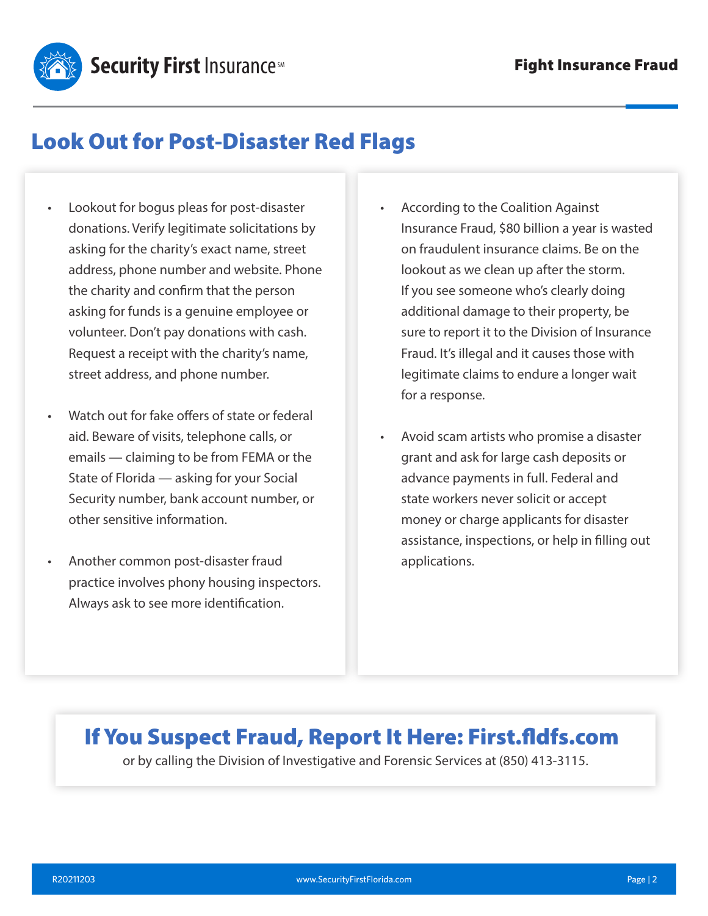# Look Out for Post-Disaster Red Flags

- Lookout for bogus pleas for post-disaster donations. Verify legitimate solicitations by asking for the charity's exact name, street address, phone number and website. Phone the charity and confirm that the person asking for funds is a genuine employee or volunteer. Don't pay donations with cash. Request a receipt with the charity's name, street address, and phone number.
- Watch out for fake offers of state or federal aid. Beware of visits, telephone calls, or emails — claiming to be from FEMA or the State of Florida — asking for your Social Security number, bank account number, or other sensitive information.
- Another common post-disaster fraud practice involves phony housing inspectors. Always ask to see more identification.
- According to the Coalition Against Insurance Fraud, $80 billion a year is wasted on fraudulent insurance claims. Be on the lookout as we clean up after the storm. If you see someone who's clearly doing additional damage to their property, be sure to report it to the Division of Insurance Fraud. It's illegal and it causes those with legitimate claims to endure a longer wait for a response.
- Avoid scam artists who promise a disaster grant and ask for large cash deposits or advance payments in full. Federal and state workers never solicit or accept money or charge applicants for disaster assistance, inspections, or help in filling out applications.

## If You Suspect Fraud, Report It Here: First.fldfs.com

or by calling the Division of Investigative and Forensic Services at (850) 413-3115.

R20211203